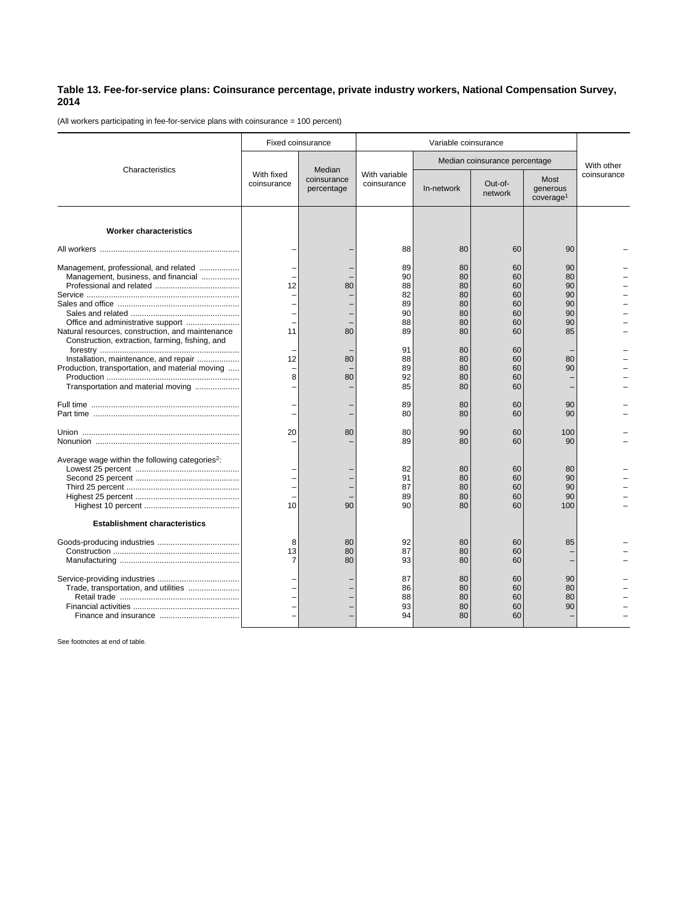**Table 13. Fee-for-service plans: Coinsurance percentage, private industry workers, National Compensation Survey, 2014**

(All workers participating in fee-for-service plans with coinsurance = 100 percent)

| Characteristics | Fixed coinsurance | | Variable coinsurance | | | | With other coinsurance |
|---|---|---|---|---|---|---|---|
| | With fixed coinsurance | Median coinsurance percentage | With variable coinsurance | Median coinsurance percentage | | | |
| | | | | In-network | Out-of-network | Most generous coverage[1] | |
| **Worker characteristics** | | | | | | | |
| All workers | – | – | 88 | 80 | 60 | 90 | – |
| Management, professional, and related | – | – | 89 | 80 | 60 | 90 | – |
| Management, business, and financial | – | – | 90 | 80 | 60 | 80 | – |
| Professional and related | 12 | 80 | 88 | 80 | 60 | 90 | – |
| Service | – | – | 82 | 80 | 60 | 90 | – |
| Sales and office | – | – | 89 | 80 | 60 | 90 | – |
| Sales and related | – | – | 90 | 80 | 60 | 90 | – |
| Office and administrative support | – | – | 88 | 80 | 60 | 90 | – |
| Natural resources, construction, and maintenance | 11 | 80 | 89 | 80 | 60 | 85 | – |
| Construction, extraction, farming, fishing, and forestry | – | – | 91 | 80 | 60 | – | – |
| Installation, maintenance, and repair | 12 | 80 | 88 | 80 | 60 | 80 | – |
| Production, transportation, and material moving | – | – | 89 | 80 | 60 | 90 | – |
| Production | 8 | 80 | 92 | 80 | 60 | – | – |
| Transportation and material moving | – | – | 85 | 80 | 60 | – | – |
| Full time | – | – | 89 | 80 | 60 | 90 | – |
| Part time | – | – | 80 | 80 | 60 | 90 | – |
| Union | 20 | 80 | 80 | 90 | 60 | 100 | – |
| Nonunion | – | – | 89 | 80 | 60 | 90 | – |
| Average wage within the following categories[2]: | | | | | | | |
| Lowest 25 percent | – | – | 82 | 80 | 60 | 80 | – |
| Second 25 percent | – | – | 91 | 80 | 60 | 90 | – |
| Third 25 percent | – | – | 87 | 80 | 60 | 90 | – |
| Highest 25 percent | – | – | 89 | 80 | 60 | 90 | – |
| Highest 10 percent | 10 | 90 | 90 | 80 | 60 | 100 | – |
| **Establishment characteristics** | | | | | | | |
| Goods-producing industries | 8 | 80 | 92 | 80 | 60 | 85 | – |
| Construction | 13 | 80 | 87 | 80 | 60 | – | – |
| Manufacturing | 7 | 80 | 93 | 80 | 60 | – | – |
| Service-providing industries | – | – | 87 | 80 | 60 | 90 | – |
| Trade, transportation, and utilities | – | – | 86 | 80 | 60 | 80 | – |
| Retail trade | – | – | 88 | 80 | 60 | 80 | – |
| Financial activities | – | – | 93 | 80 | 60 | 90 | – |
| Finance and insurance | – | – | 94 | 80 | 60 | – | – |

See footnotes at end of table.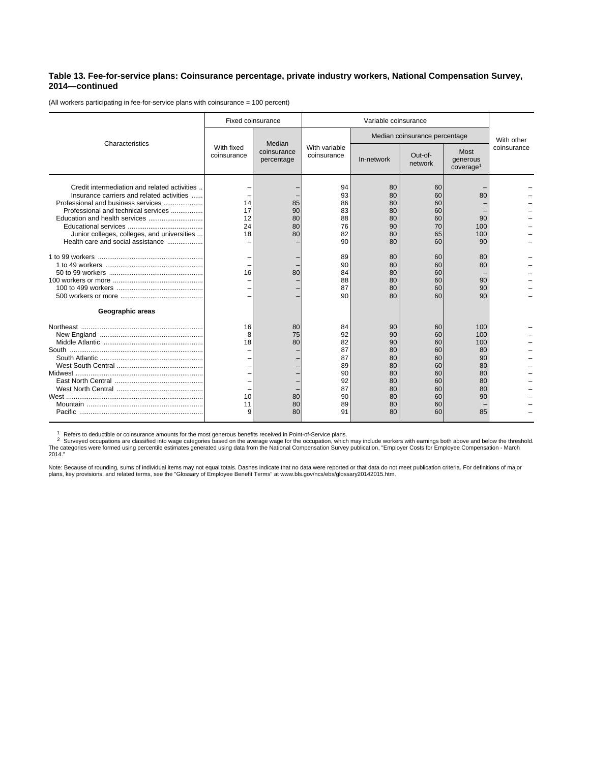### Table 13. Fee-for-service plans: Coinsurance percentage, private industry workers, National Compensation Survey, 2014—continued

(All workers participating in fee-for-service plans with coinsurance = 100 percent)

| Characteristics | Fixed coinsurance | | Variable coinsurance | | | | With other coinsurance |
|---|---|---|---|---|---|---|---|
| | With fixed coinsurance | Median coinsurance percentage | With variable coinsurance | Median coinsurance percentage | | | |
| | | | | In-network | Out-of-network | Most generous coverage[1] | |
| Credit intermediation and related activities | – | – | 94 | 80 | 60 | – | – |
| Insurance carriers and related activities | – | – | 93 | 80 | 60 | 80 | – |
| Professional and business services | 14 | 85 | 86 | 80 | 60 | – | – |
| Professional and technical services | 17 | 90 | 83 | 80 | 60 | – | – |
| Education and health services | 12 | 80 | 88 | 80 | 60 | 90 | – |
| Educational services | 24 | 80 | 76 | 90 | 70 | 100 | – |
| Junior colleges, colleges, and universities | 18 | 80 | 82 | 80 | 65 | 100 | – |
| Health care and social assistance | – | – | 90 | 80 | 60 | 90 | – |
| 1 to 99 workers | – | – | 89 | 80 | 60 | 80 | – |
| 1 to 49 workers | – | – | 90 | 80 | 60 | 80 | – |
| 50 to 99 workers | 16 | 80 | 84 | 80 | 60 | – | – |
| 100 workers or more | – | – | 88 | 80 | 60 | 90 | – |
| 100 to 499 workers | – | – | 87 | 80 | 60 | 90 | – |
| 500 workers or more | – | – | 90 | 80 | 60 | 90 | – |
| **Geographic areas** | | | | | | | |
| Northeast | 16 | 80 | 84 | 90 | 60 | 100 | – |
| New England | 8 | 75 | 92 | 90 | 60 | 100 | – |
| Middle Atlantic | 18 | 80 | 82 | 90 | 60 | 100 | – |
| South | – | – | 87 | 80 | 60 | 80 | – |
| South Atlantic | – | – | 87 | 80 | 60 | 90 | – |
| West South Central | – | – | 89 | 80 | 60 | 80 | – |
| Midwest | – | – | 90 | 80 | 60 | 80 | – |
| East North Central | – | – | 92 | 80 | 60 | 80 | – |
| West North Central | – | – | 87 | 80 | 60 | 80 | – |
| West | 10 | 80 | 90 | 80 | 60 | 90 | – |
| Mountain | 11 | 80 | 89 | 80 | 60 | – | – |
| Pacific | 9 | 80 | 91 | 80 | 60 | 85 | – |

[1] Refers to deductible or coinsurance amounts for the most generous benefits received in Point-of-Service plans.
[2] Surveyed occupations are classified into wage categories based on the average wage for the occupation, which may include workers with earnings both above and below the threshold. The categories were formed using percentile estimates generated using data from the National Compensation Survey publication, "Employer Costs for Employee Compensation - March 2014."

Note: Because of rounding, sums of individual items may not equal totals. Dashes indicate that no data were reported or that data do not meet publication criteria. For definitions of major plans, key provisions, and related terms, see the "Glossary of Employee Benefit Terms" at www.bls.gov/ncs/ebs/glossary20142015.htm.